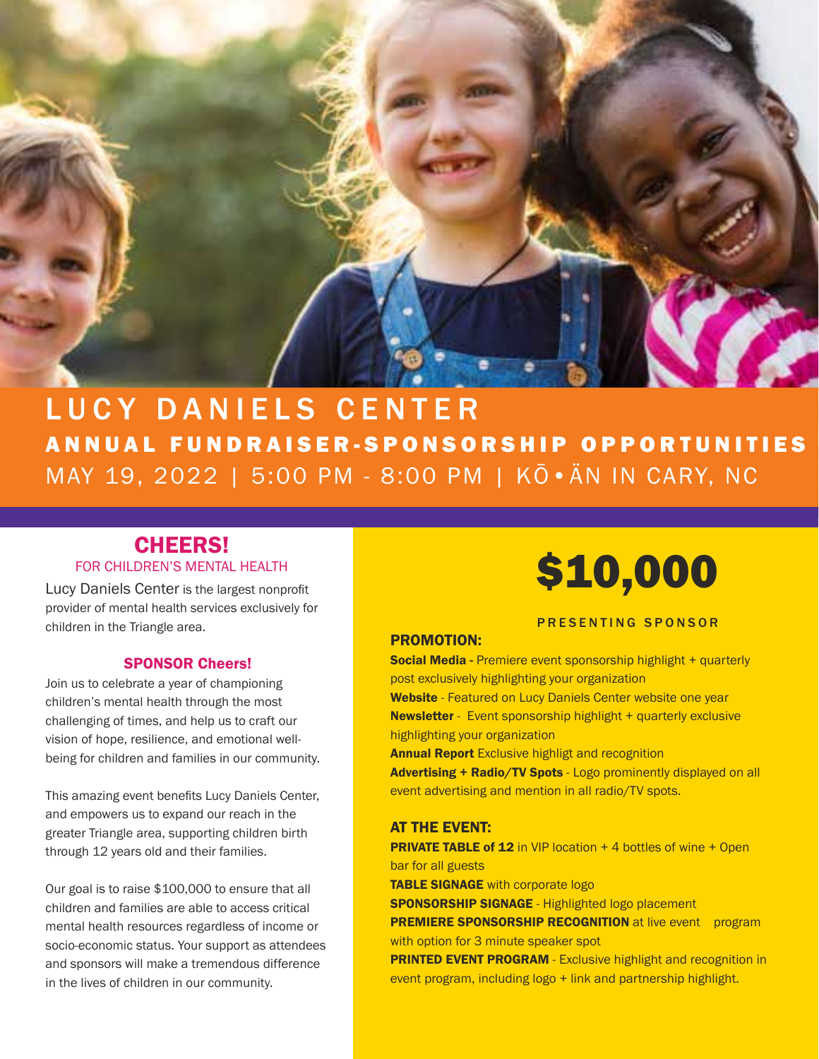# LUCY DANIELS CENTER

## ANNUAL FUNDRAISER-SPONSORSHIP OPPORTUNITIES

MAY 19, 2022 | 5:00 PM - 8:00 PM | KŌ•ÄN IN CARY, NC

## CHEERS!

FOR CHILDREN'S MENTAL HEALTH

Lucy Daniels Center is the largest nonprofit provider of mental health services exclusively for children in the Triangle area.

### SPONSOR Cheers!

Join us to celebrate a year of championing children's mental health through the most challenging of times, and help us to craft our vision of hope, resilience, and emotional well-being for children and families in our community.

This amazing event benefits Lucy Daniels Center, and empowers us to expand our reach in the greater Triangle area, supporting children birth through 12 years old and their families.

Our goal is to raise $100,000 to ensure that all children and families are able to access critical mental health resources regardless of income or socio-economic status. Your support as attendees and sponsors will make a tremendous difference in the lives of children in our community.

# $10,000

PRESENTING SPONSOR

### PROMOTION:

**Social Media** - Premiere event sponsorship highlight + quarterly post exclusively highlighting your organization
**Website** - Featured on Lucy Daniels Center website one year
**Newsletter** - Event sponsorship highlight + quarterly exclusive highlighting your organization
**Annual Report** Exclusive highligt and recognition
**Advertising + Radio/TV Spots** - Logo prominently displayed on all event advertising and mention in all radio/TV spots.

### AT THE EVENT:

**PRIVATE TABLE of 12** in VIP location + 4 bottles of wine + Open bar for all guests
**TABLE SIGNAGE** with corporate logo
**SPONSORSHIP SIGNAGE** - Highlighted logo placement
**PREMIERE SPONSORSHIP RECOGNITION** at live event program with option for 3 minute speaker spot
**PRINTED EVENT PROGRAM** - Exclusive highlight and recognition in event program, including logo + link and partnership highlight.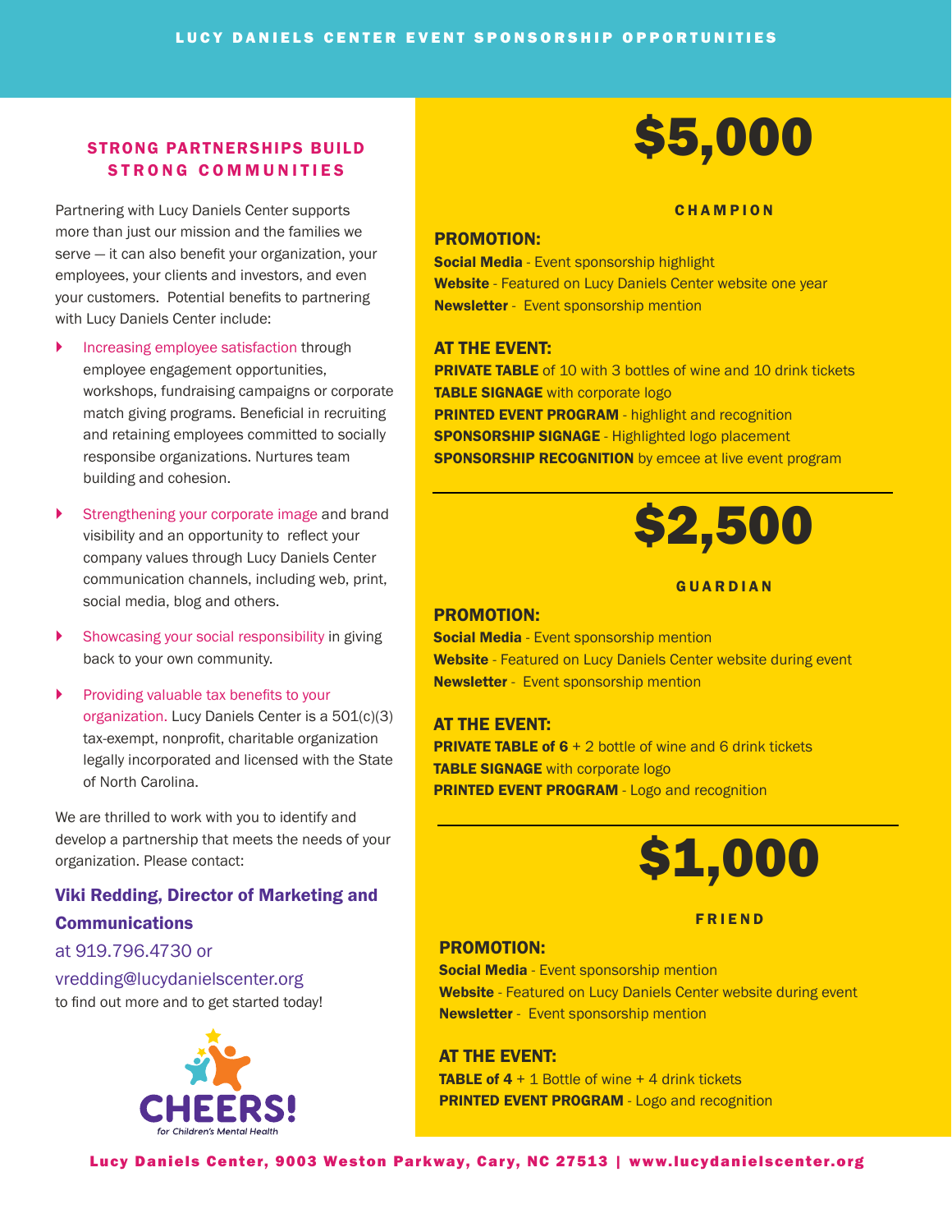# LUCY DANIELS CENTER EVENT SPONSORSHIP OPPORTUNITIES

## STRONG PARTNERSHIPS BUILD STRONG COMMUNITIES

Partnering with Lucy Daniels Center supports more than just our mission and the families we serve — it can also benefit your organization, your employees, your clients and investors, and even your customers. Potential benefits to partnering with Lucy Daniels Center include:

- Increasing employee satisfaction through employee engagement opportunities, workshops, fundraising campaigns or corporate match giving programs. Beneficial in recruiting and retaining employees committed to socially responsibe organizations. Nurtures team building and cohesion.
- Strengthening your corporate image and brand visibility and an opportunity to reflect your company values through Lucy Daniels Center communication channels, including web, print, social media, blog and others.
- Showcasing your social responsibility in giving back to your own community.
- Providing valuable tax benefits to your organization. Lucy Daniels Center is a 501(c)(3) tax-exempt, nonprofit, charitable organization legally incorporated and licensed with the State of North Carolina.

We are thrilled to work with you to identify and develop a partnership that meets the needs of your organization. Please contact:

**Viki Redding, Director of Marketing and Communications**
at 919.796.4730 or
vredding@lucydanielscenter.org
to find out more and to get started today!

CHEERS!
*for Children's Mental Health*

## $5,000

### CHAMPION

**PROMOTION:**

**Social Media** - Event sponsorship highlight
**Website** - Featured on Lucy Daniels Center website one year
**Newsletter** - Event sponsorship mention

**AT THE EVENT:**

**PRIVATE TABLE** of 10 with 3 bottles of wine and 10 drink tickets
**TABLE SIGNAGE** with corporate logo
**PRINTED EVENT PROGRAM** - highlight and recognition
**SPONSORSHIP SIGNAGE** - Highlighted logo placement
**SPONSORSHIP RECOGNITION** by emcee at live event program

## $2,500

### GUARDIAN

**PROMOTION:**

**Social Media** - Event sponsorship mention
**Website** - Featured on Lucy Daniels Center website during event
**Newsletter** - Event sponsorship mention

**AT THE EVENT:**

**PRIVATE TABLE of 6** + 2 bottle of wine and 6 drink tickets
**TABLE SIGNAGE** with corporate logo
**PRINTED EVENT PROGRAM** - Logo and recognition

## $1,000

### FRIEND

**PROMOTION:**

**Social Media** - Event sponsorship mention
**Website** - Featured on Lucy Daniels Center website during event
**Newsletter** - Event sponsorship mention

**AT THE EVENT:**

**TABLE of 4** + 1 Bottle of wine + 4 drink tickets
**PRINTED EVENT PROGRAM** - Logo and recognition

**Lucy Daniels Center, 9003 Weston Parkway, Cary, NC 27513 | www.lucydanielscenter.org**